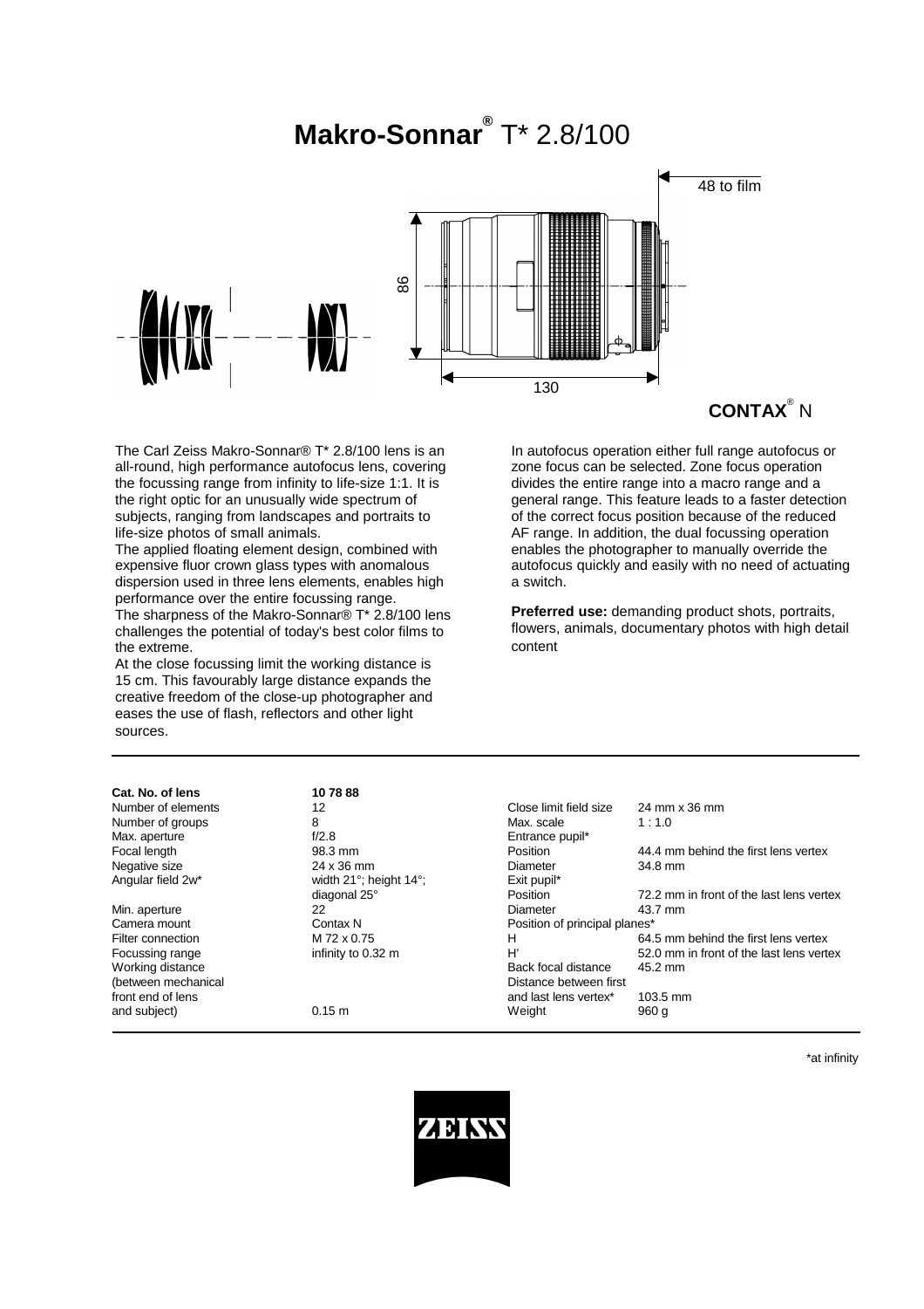# Makro-Sonnar® T* 2.8/100

48 to film

86

130

**CONTAX® N**

The Carl Zeiss Makro-Sonnar® T* 2.8/100 lens is an all-round, high performance autofocus lens, covering the focussing range from infinity to life-size 1:1. It is the right optic for an unusually wide spectrum of subjects, ranging from landscapes and portraits to life-size photos of small animals.
The applied floating element design, combined with expensive fluor crown glass types with anomalous dispersion used in three lens elements, enables high performance over the entire focussing range.
The sharpness of the Makro-Sonnar® T* 2.8/100 lens challenges the potential of today's best color films to the extreme.
At the close focussing limit the working distance is 15 cm. This favourably large distance expands the creative freedom of the close-up photographer and eases the use of flash, reflectors and other light sources.

In autofocus operation either full range autofocus or zone focus can be selected. Zone focus operation divides the entire range into a macro range and a general range. This feature leads to a faster detection of the correct focus position because of the reduced AF range. In addition, the dual focussing operation enables the photographer to manually override the autofocus quickly and easily with no need of actuating a switch.

**Preferred use:** demanding product shots, portraits, flowers, animals, documentary photos with high detail content

| **Cat. No. of lens** | **10 78 88** | | |
|---|---|---|---|
| Number of elements | 12 | Close limit field size | 24 mm x 36 mm |
| Number of groups | 8 | Max. scale | 1 : 1.0 |
| Max. aperture | f/2.8 | Entrance pupil* | |
| Focal length | 98.3 mm | Position | 44.4 mm behind the first lens vertex |
| Negative size | 24 x 36 mm | Diameter | 34.8 mm |
| Angular field 2w* | width 21°; height 14°; diagonal 25° | Exit pupil* | |
| | | Position | 72.2 mm in front of the last lens vertex |
| Min. aperture | 22 | Diameter | 43.7 mm |
| Camera mount | Contax N | Position of principal planes* | |
| Filter connection | M 72 x 0.75 | H | 64.5 mm behind the first lens vertex |
| Focussing range | infinity to 0.32 m | H' | 52.0 mm in front of the last lens vertex |
| Working distance (between mechanical front end of lens and subject) | 0.15 m | Back focal distance | 45.2 mm |
| | | Distance between first and last lens vertex* | 103.5 mm |
| | | Weight | 960 g |

*at infinity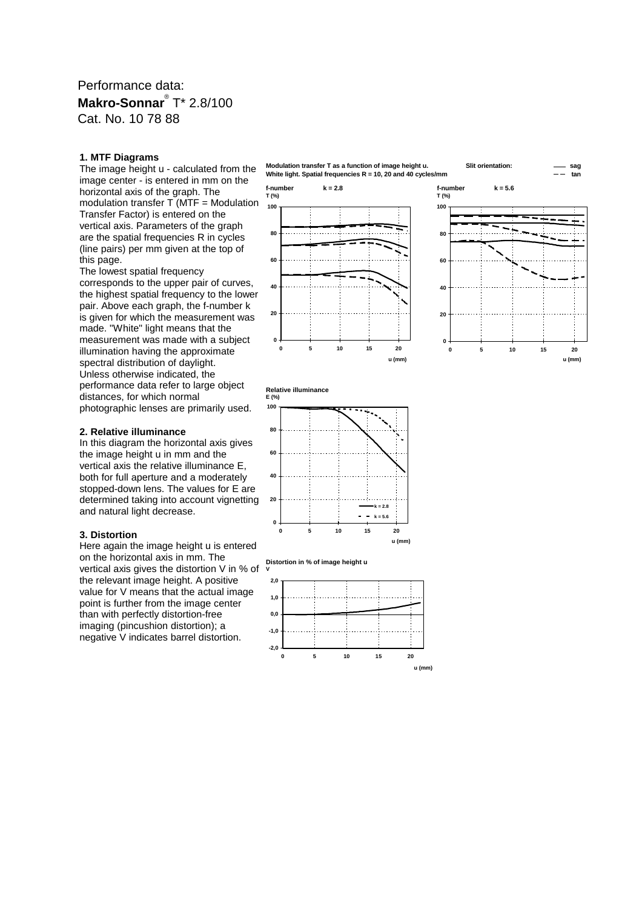Performance data:

# **Makro-Sonnar**® T* 2.8/100

Cat. No. 10 78 88

## 1. MTF Diagrams

The image height u - calculated from the image center - is entered in mm on the horizontal axis of the graph. The modulation transfer T (MTF = Modulation Transfer Factor) is entered on the vertical axis. Parameters of the graph are the spatial frequencies R in cycles (line pairs) per mm given at the top of this page.
The lowest spatial frequency corresponds to the upper pair of curves, the highest spatial frequency to the lower pair. Above each graph, the f-number k is given for which the measurement was made. "White" light means that the measurement was made with a subject illumination having the approximate spectral distribution of daylight.
Unless otherwise indicated, the performance data refer to large object distances, for which normal photographic lenses are primarily used.

## 2. Relative illuminance

In this diagram the horizontal axis gives the image height u in mm and the vertical axis the relative illuminance E, both for full aperture and a moderately stopped-down lens. The values for E are determined taking into account vignetting and natural light decrease.

## 3. Distortion

Here again the image height u is entered on the horizontal axis in mm. The vertical axis gives the distortion V in % of the relevant image height. A positive value for V means that the actual image point is further from the image center than with perfectly distortion-free imaging (pincushion distortion); a negative V indicates barrel distortion.

**Modulation transfer T as a function of image height u.** **Slit orientation:** —— sag – – tan
**White light. Spatial frequencies R = 10, 20 and 40 cycles/mm**

**f-number k = 2.8**

**f-number k = 5.6**

**Relative illuminance**

**Distortion in % of image height u**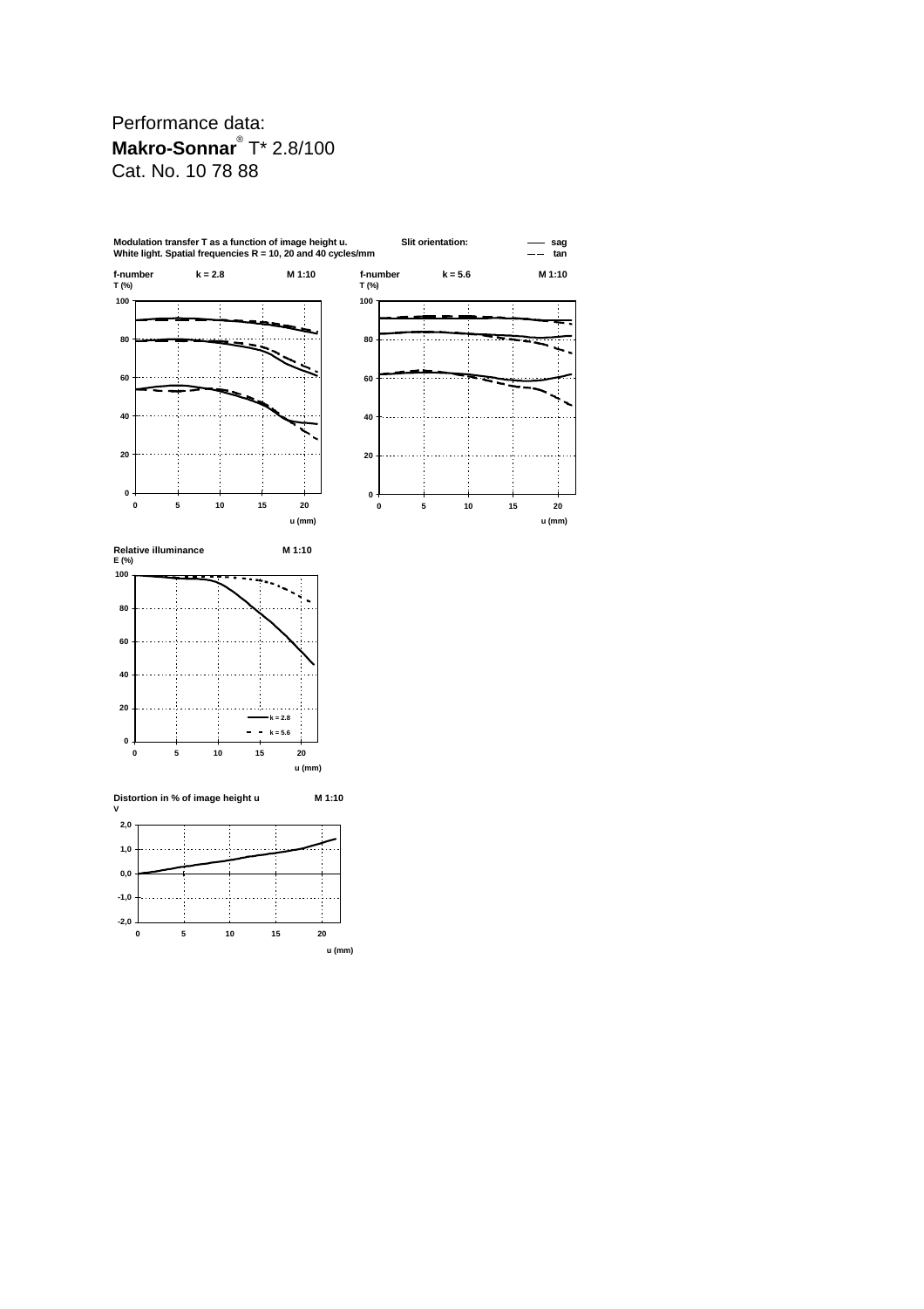Performance data:

**Makro-Sonnar**® T* 2.8/100

Cat. No. 10 78 88

**Modulation transfer T as a function of image height u.**
**White light. Spatial frequencies R = 10, 20 and 40 cycles/mm**

**Slit orientation:** —— sag, – – tan

**f-number k = 2.8 M 1:10**

**f-number k = 5.6 M 1:10**

**Relative illuminance M 1:10**

**Distortion in % of image height u M 1:10**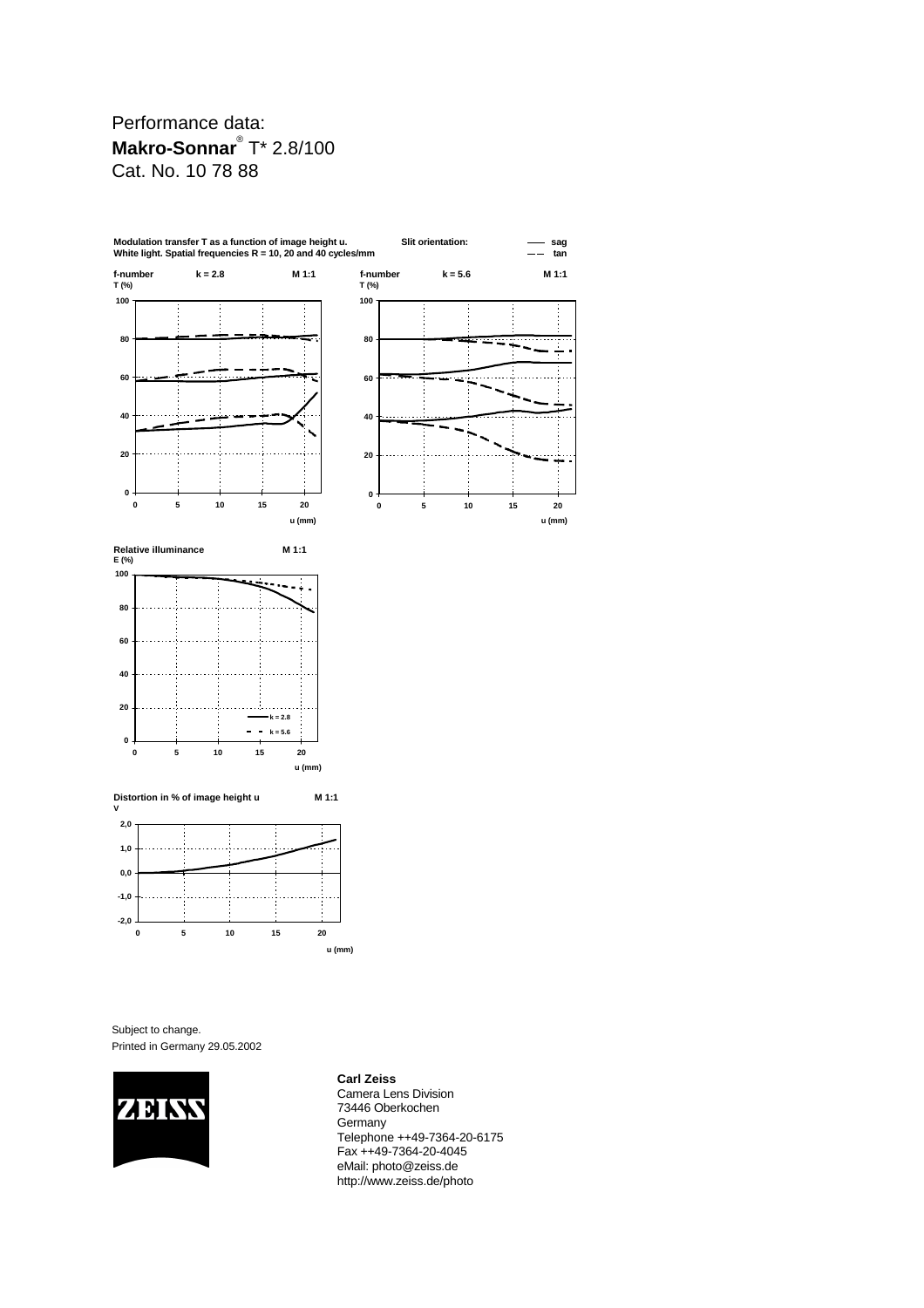Performance data:

**Makro-Sonnar**® T* 2.8/100

Cat. No. 10 78 88

**Modulation transfer T as a function of image height u.**
**White light. Spatial frequencies R = 10, 20 and 40 cycles/mm**

**Slit orientation:** —— sag  – – tan

**f-number** **k = 2.8** **M 1:1**
**T (%)**
100
80
60
40
20
0
0 5 10 15 20
u (mm)

**f-number** **k = 5.6** **M 1:1**
**T (%)**
100
80
60
40
20
0
0 5 10 15 20
u (mm)

**Relative illuminance** **M 1:1**
**E (%)**
100
80
60
40
20
0
0 5 10 15 20
u (mm)
k = 2.8
k = 5.6

**Distortion in % of image height u** **M 1:1**
**V**
2,0
1,0
0,0
-1,0
-2,0
0 5 10 15 20
u (mm)

Subject to change.

Printed in Germany 29.05.2002

ZEISS

**Carl Zeiss**

Camera Lens Division

73446 Oberkochen

Germany

Telephone ++49-7364-20-6175

Fax ++49-7364-20-4045

eMail: photo@zeiss.de

http://www.zeiss.de/photo